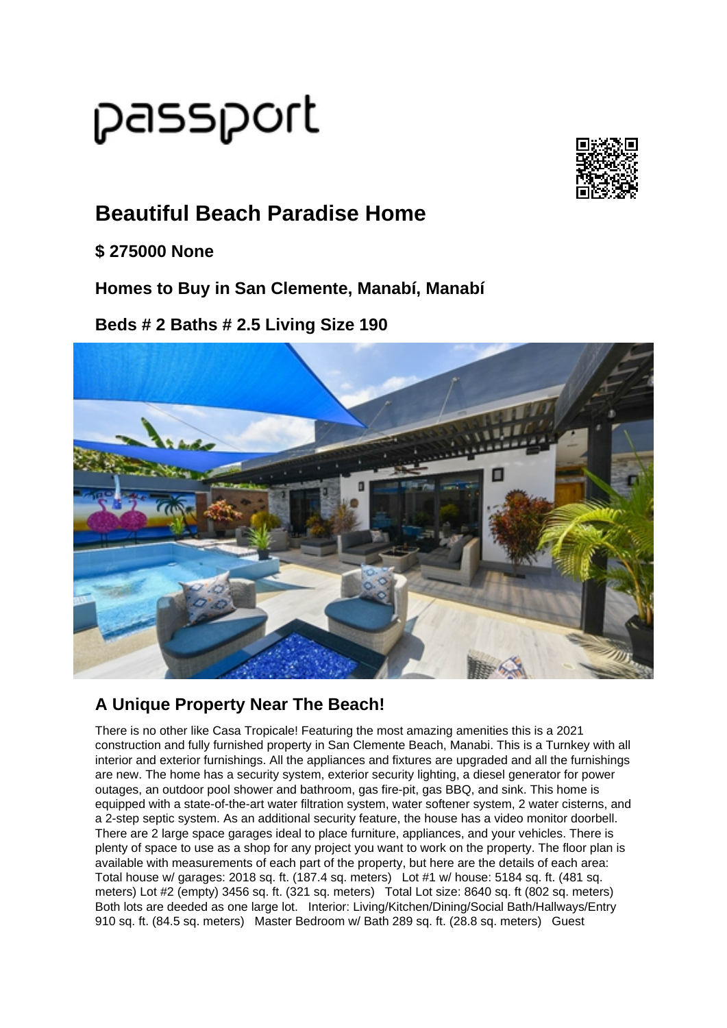passport

# Beautiful Beach Paradise Home

### $ 275000 None

### Homes to Buy in San Clemente, Manabí, Manabí

### Beds # 2 Baths # 2.5 Living Size 190

## A Unique Property Near The Beach!

There is no other like Casa Tropicale! Featuring the most amazing amenities this is a 2021 construction and fully furnished property in San Clemente Beach, Manabi. This is a Turnkey with all interior and exterior furnishings. All the appliances and fixtures are upgraded and all the furnishings are new. The home has a security system, exterior security lighting, a diesel generator for power outages, an outdoor pool shower and bathroom, gas fire-pit, gas BBQ, and sink. This home is equipped with a state-of-the-art water filtration system, water softener system, 2 water cisterns, and a 2-step septic system. As an additional security feature, the house has a video monitor doorbell. There are 2 large space garages ideal to place furniture, appliances, and your vehicles. There is plenty of space to use as a shop for any project you want to work on the property. The floor plan is available with measurements of each part of the property, but here are the details of each area: Total house w/ garages: 2018 sq. ft. (187.4 sq. meters) Lot #1 w/ house: 5184 sq. ft. (481 sq. meters) Lot #2 (empty) 3456 sq. ft. (321 sq. meters) Total Lot size: 8640 sq. ft (802 sq. meters) Both lots are deeded as one large lot. Interior: Living/Kitchen/Dining/Social Bath/Hallways/Entry 910 sq. ft. (84.5 sq. meters) Master Bedroom w/ Bath 289 sq. ft. (28.8 sq. meters) Guest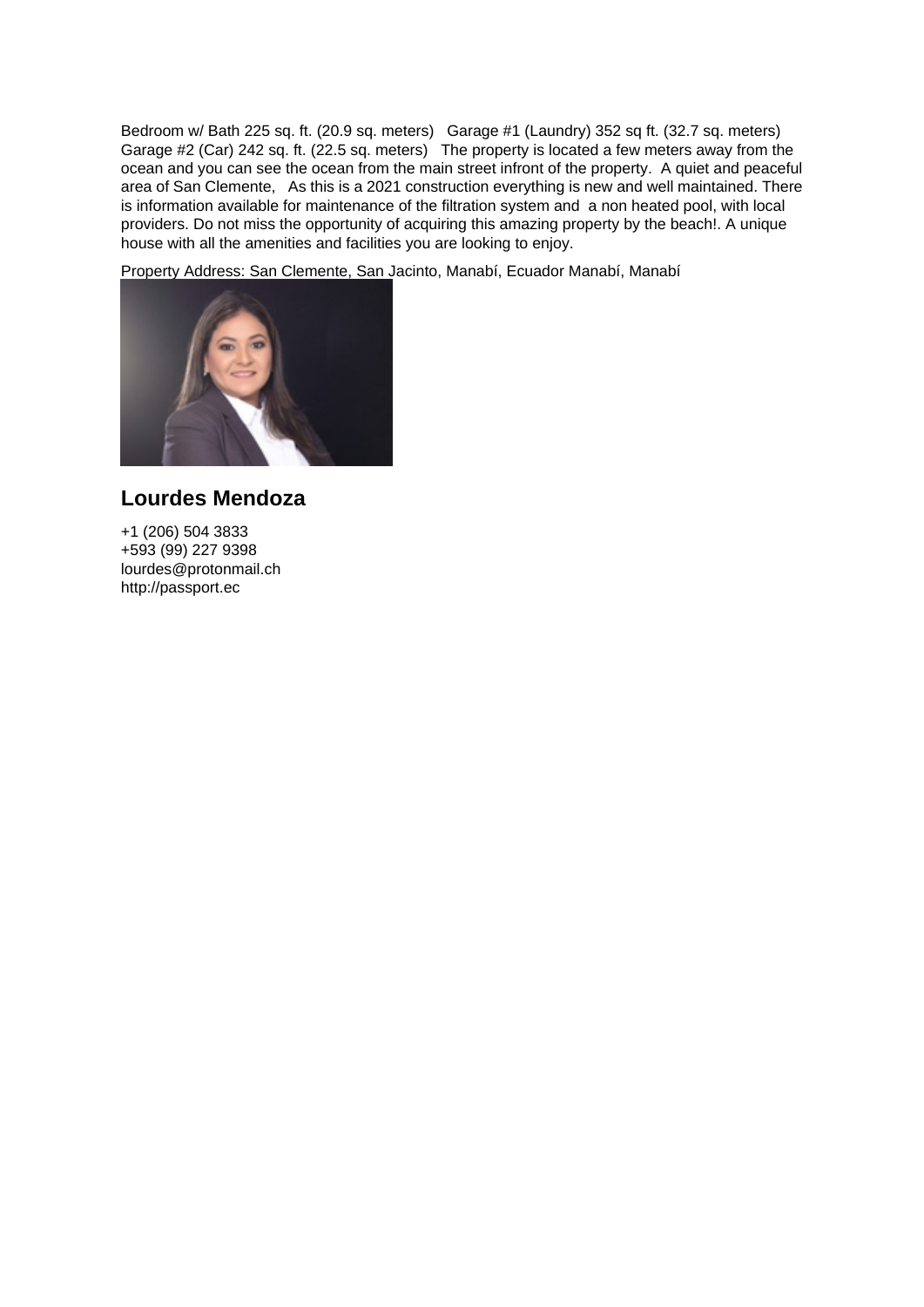Bedroom w/ Bath 225 sq. ft. (20.9 sq. meters)   Garage #1 (Laundry) 352 sq ft. (32.7 sq. meters)   Garage #2 (Car) 242 sq. ft. (22.5 sq. meters)   The property is located a few meters away from the ocean and you can see the ocean from the main street infront of the property.  A quiet and peaceful area of San Clemente,   As this is a 2021 construction everything is new and well maintained. There is information available for maintenance of the filtration system and  a non heated pool, with local providers. Do not miss the opportunity of acquiring this amazing property by the beach!. A unique house with all the amenities and facilities you are looking to enjoy.

Property Address: San Clemente, San Jacinto, Manabí, Ecuador Manabí, Manabí

## Lourdes Mendoza

+1 (206) 504 3833
+593 (99) 227 9398
lourdes@protonmail.ch
http://passport.ec